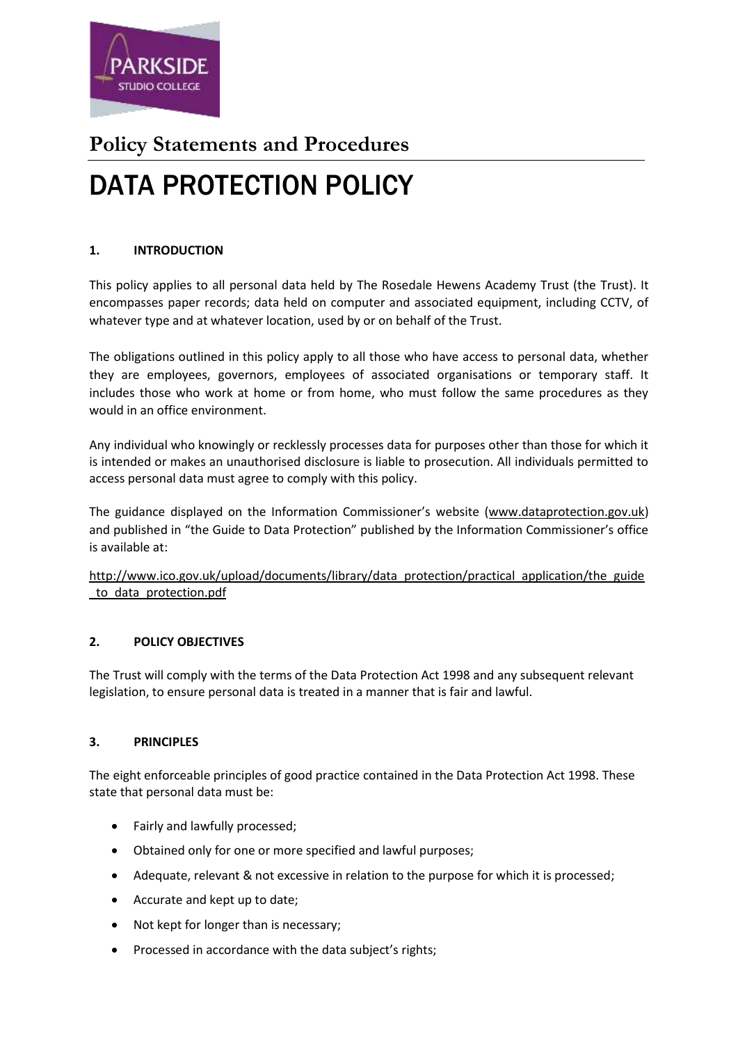**Policy Statements and Procedures**

# DATA PROTECTION POLICY

## 1. INTRODUCTION

This policy applies to all personal data held by The Rosedale Hewens Academy Trust (the Trust). It encompasses paper records; data held on computer and associated equipment, including CCTV, of whatever type and at whatever location, used by or on behalf of the Trust.

The obligations outlined in this policy apply to all those who have access to personal data, whether they are employees, governors, employees of associated organisations or temporary staff. It includes those who work at home or from home, who must follow the same procedures as they would in an office environment.

Any individual who knowingly or recklessly processes data for purposes other than those for which it is intended or makes an unauthorised disclosure is liable to prosecution. All individuals permitted to access personal data must agree to comply with this policy.

The guidance displayed on the Information Commissioner's website (www.dataprotection.gov.uk) and published in "the Guide to Data Protection" published by the Information Commissioner's office is available at:

http://www.ico.gov.uk/upload/documents/library/data_protection/practical_application/the_guide_to_data_protection.pdf

## 2. POLICY OBJECTIVES

The Trust will comply with the terms of the Data Protection Act 1998 and any subsequent relevant legislation, to ensure personal data is treated in a manner that is fair and lawful.

## 3. PRINCIPLES

The eight enforceable principles of good practice contained in the Data Protection Act 1998. These state that personal data must be:

- Fairly and lawfully processed;
- Obtained only for one or more specified and lawful purposes;
- Adequate, relevant & not excessive in relation to the purpose for which it is processed;
- Accurate and kept up to date;
- Not kept for longer than is necessary;
- Processed in accordance with the data subject's rights;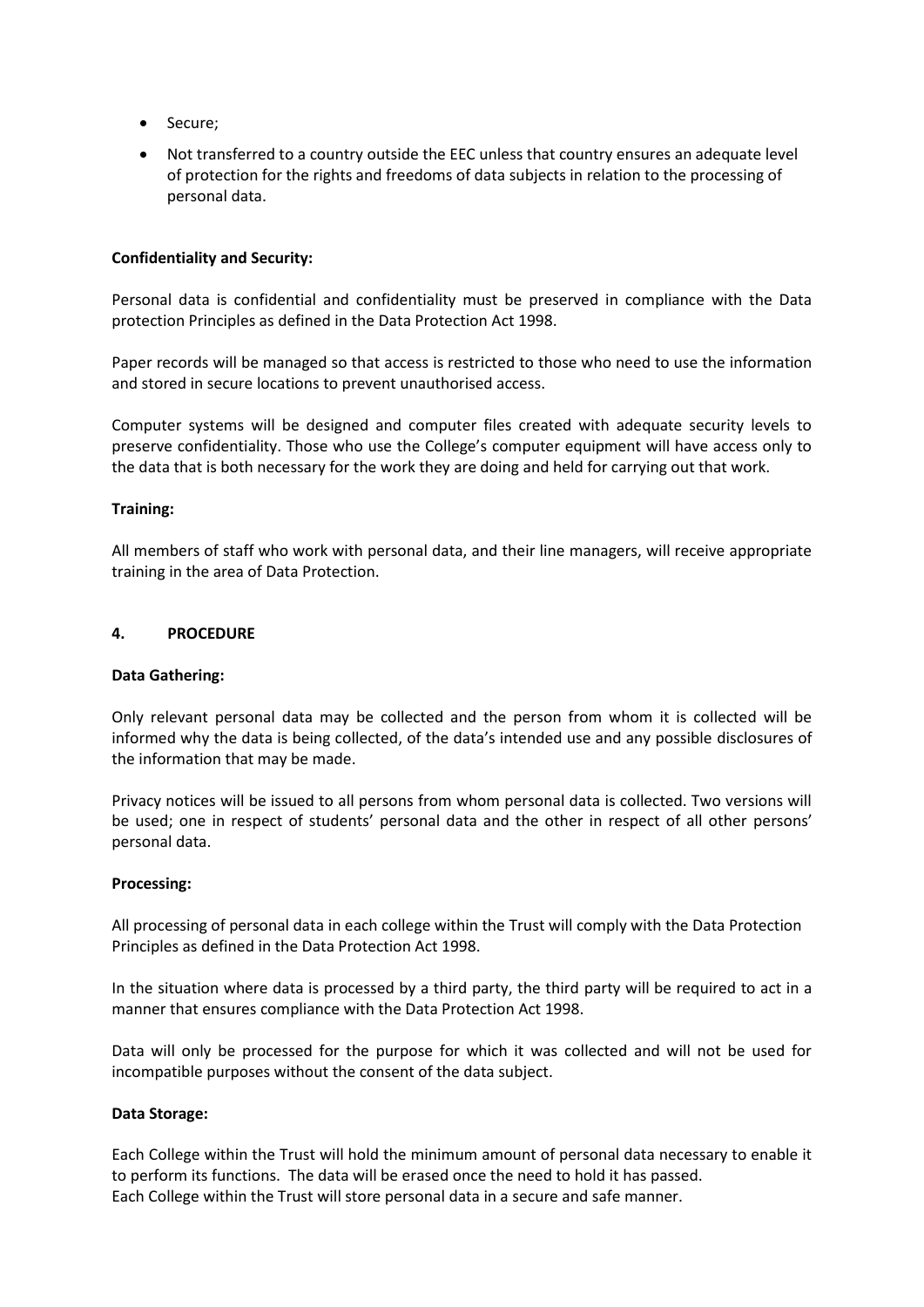- Secure;
- Not transferred to a country outside the EEC unless that country ensures an adequate level of protection for the rights and freedoms of data subjects in relation to the processing of personal data.

**Confidentiality and Security:**

Personal data is confidential and confidentiality must be preserved in compliance with the Data protection Principles as defined in the Data Protection Act 1998.

Paper records will be managed so that access is restricted to those who need to use the information and stored in secure locations to prevent unauthorised access.

Computer systems will be designed and computer files created with adequate security levels to preserve confidentiality. Those who use the College's computer equipment will have access only to the data that is both necessary for the work they are doing and held for carrying out that work.

**Training:**

All members of staff who work with personal data, and their line managers, will receive appropriate training in the area of Data Protection.

## 4. PROCEDURE

**Data Gathering:**

Only relevant personal data may be collected and the person from whom it is collected will be informed why the data is being collected, of the data's intended use and any possible disclosures of the information that may be made.

Privacy notices will be issued to all persons from whom personal data is collected. Two versions will be used; one in respect of students' personal data and the other in respect of all other persons' personal data.

**Processing:**

All processing of personal data in each college within the Trust will comply with the Data Protection Principles as defined in the Data Protection Act 1998.

In the situation where data is processed by a third party, the third party will be required to act in a manner that ensures compliance with the Data Protection Act 1998.

Data will only be processed for the purpose for which it was collected and will not be used for incompatible purposes without the consent of the data subject.

**Data Storage:**

Each College within the Trust will hold the minimum amount of personal data necessary to enable it to perform its functions. The data will be erased once the need to hold it has passed.
Each College within the Trust will store personal data in a secure and safe manner.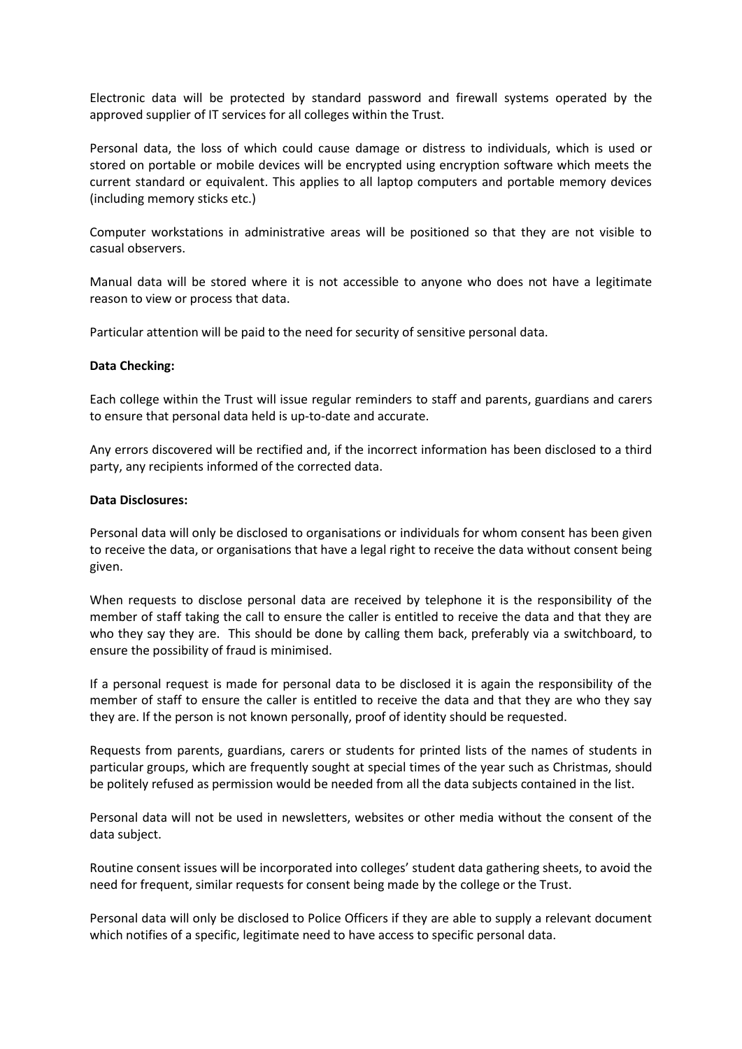Electronic data will be protected by standard password and firewall systems operated by the approved supplier of IT services for all colleges within the Trust.

Personal data, the loss of which could cause damage or distress to individuals, which is used or stored on portable or mobile devices will be encrypted using encryption software which meets the current standard or equivalent. This applies to all laptop computers and portable memory devices (including memory sticks etc.)

Computer workstations in administrative areas will be positioned so that they are not visible to casual observers.

Manual data will be stored where it is not accessible to anyone who does not have a legitimate reason to view or process that data.

Particular attention will be paid to the need for security of sensitive personal data.

**Data Checking:**

Each college within the Trust will issue regular reminders to staff and parents, guardians and carers to ensure that personal data held is up-to-date and accurate.

Any errors discovered will be rectified and, if the incorrect information has been disclosed to a third party, any recipients informed of the corrected data.

**Data Disclosures:**

Personal data will only be disclosed to organisations or individuals for whom consent has been given to receive the data, or organisations that have a legal right to receive the data without consent being given.

When requests to disclose personal data are received by telephone it is the responsibility of the member of staff taking the call to ensure the caller is entitled to receive the data and that they are who they say they are. This should be done by calling them back, preferably via a switchboard, to ensure the possibility of fraud is minimised.

If a personal request is made for personal data to be disclosed it is again the responsibility of the member of staff to ensure the caller is entitled to receive the data and that they are who they say they are. If the person is not known personally, proof of identity should be requested.

Requests from parents, guardians, carers or students for printed lists of the names of students in particular groups, which are frequently sought at special times of the year such as Christmas, should be politely refused as permission would be needed from all the data subjects contained in the list.

Personal data will not be used in newsletters, websites or other media without the consent of the data subject.

Routine consent issues will be incorporated into colleges' student data gathering sheets, to avoid the need for frequent, similar requests for consent being made by the college or the Trust.

Personal data will only be disclosed to Police Officers if they are able to supply a relevant document which notifies of a specific, legitimate need to have access to specific personal data.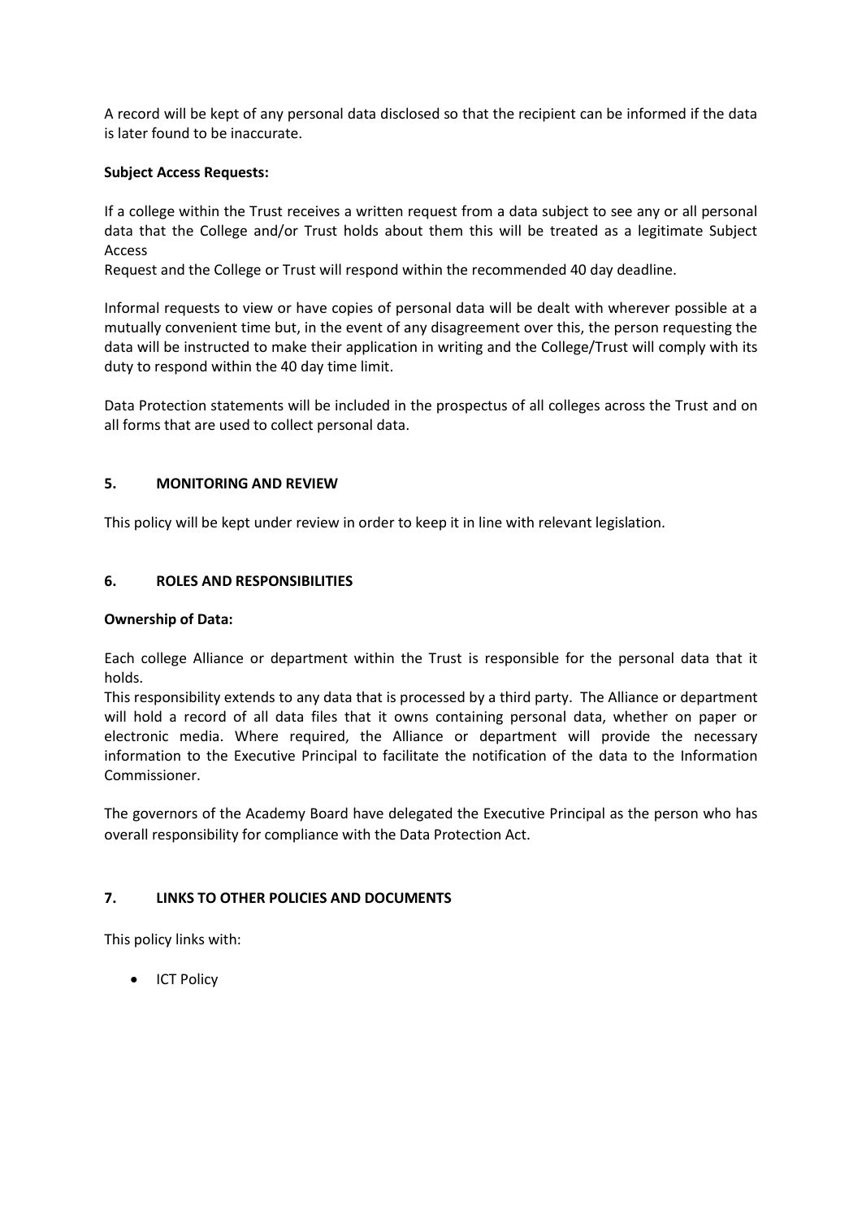A record will be kept of any personal data disclosed so that the recipient can be informed if the data is later found to be inaccurate.

**Subject Access Requests:**

If a college within the Trust receives a written request from a data subject to see any or all personal data that the College and/or Trust holds about them this will be treated as a legitimate Subject Access
Request and the College or Trust will respond within the recommended 40 day deadline.

Informal requests to view or have copies of personal data will be dealt with wherever possible at a mutually convenient time but, in the event of any disagreement over this, the person requesting the data will be instructed to make their application in writing and the College/Trust will comply with its duty to respond within the 40 day time limit.

Data Protection statements will be included in the prospectus of all colleges across the Trust and on all forms that are used to collect personal data.

## 5. MONITORING AND REVIEW

This policy will be kept under review in order to keep it in line with relevant legislation.

## 6. ROLES AND RESPONSIBILITIES

**Ownership of Data:**

Each college Alliance or department within the Trust is responsible for the personal data that it holds.
This responsibility extends to any data that is processed by a third party. The Alliance or department will hold a record of all data files that it owns containing personal data, whether on paper or electronic media. Where required, the Alliance or department will provide the necessary information to the Executive Principal to facilitate the notification of the data to the Information Commissioner.

The governors of the Academy Board have delegated the Executive Principal as the person who has overall responsibility for compliance with the Data Protection Act.

## 7. LINKS TO OTHER POLICIES AND DOCUMENTS

This policy links with:

- ICT Policy